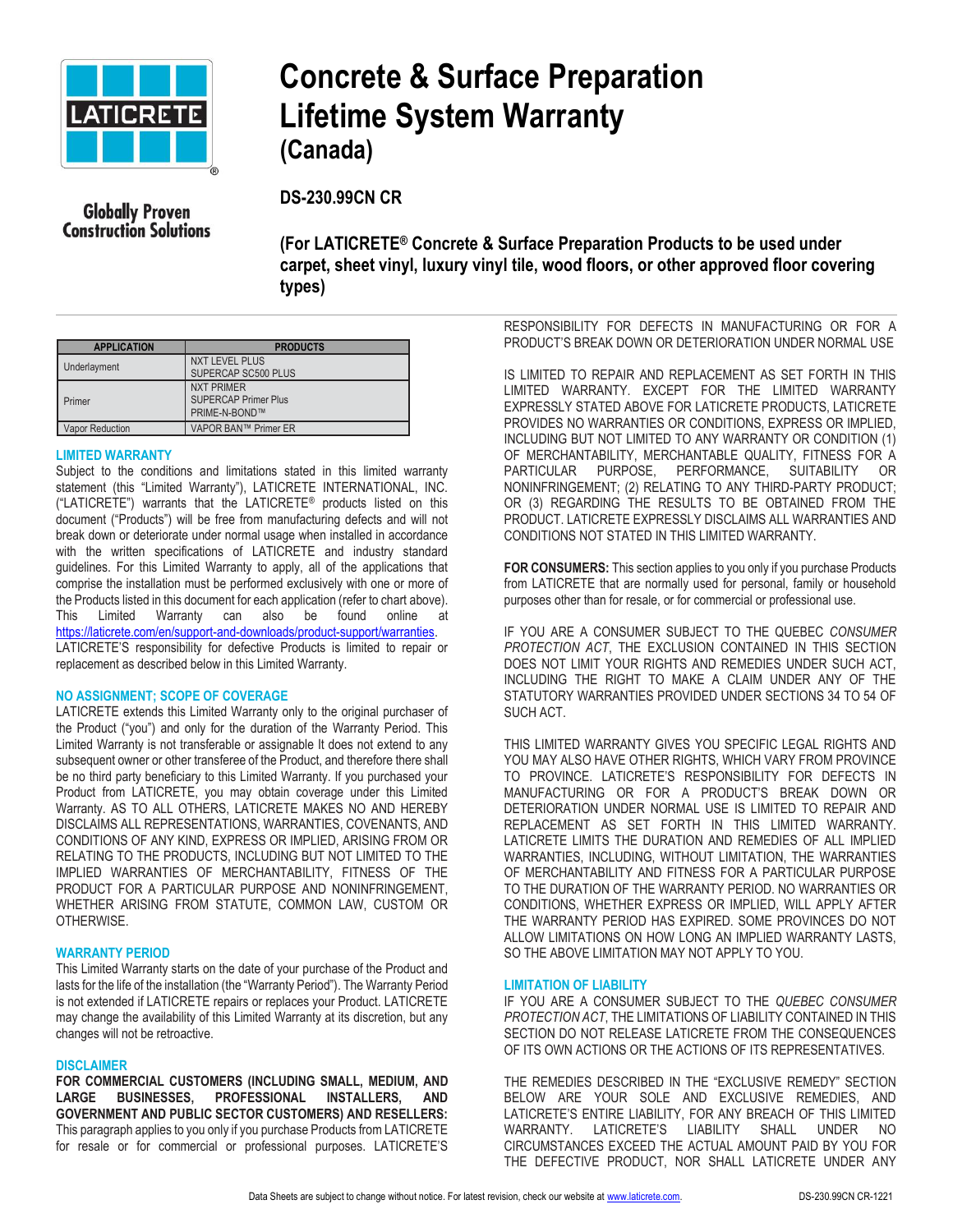# Concrete & Surface Preparation Lifetime System Warranty (Canada)

Globally Proven Construction Solutions

## DS-230.99CN CR

**(For LATICRETE® Concrete & Surface Preparation Products to be used under carpet, sheet vinyl, luxury vinyl tile, wood floors, or other approved floor covering types)**

| APPLICATION | PRODUCTS |
|---|---|
| Underlayment | NXT LEVEL PLUS<br>SUPERCAP SC500 PLUS |
| Primer | NXT PRIMER<br>SUPERCAP Primer Plus<br>PRIME-N-BOND™ |
| Vapor Reduction | VAPOR BAN™ Primer ER |

### LIMITED WARRANTY

Subject to the conditions and limitations stated in this limited warranty statement (this "Limited Warranty"), LATICRETE INTERNATIONAL, INC. ("LATICRETE") warrants that the LATICRETE® products listed on this document ("Products") will be free from manufacturing defects and will not break down or deteriorate under normal usage when installed in accordance with the written specifications of LATICRETE and industry standard guidelines. For this Limited Warranty to apply, all of the applications that comprise the installation must be performed exclusively with one or more of the Products listed in this document for each application (refer to chart above). This Limited Warranty can also be found online at https://laticrete.com/en/support-and-downloads/product-support/warranties. LATICRETE'S responsibility for defective Products is limited to repair or replacement as described below in this Limited Warranty.

### NO ASSIGNMENT; SCOPE OF COVERAGE

LATICRETE extends this Limited Warranty only to the original purchaser of the Product ("you") and only for the duration of the Warranty Period. This Limited Warranty is not transferable or assignable It does not extend to any subsequent owner or other transferee of the Product, and therefore there shall be no third party beneficiary to this Limited Warranty. If you purchased your Product from LATICRETE, you may obtain coverage under this Limited Warranty. AS TO ALL OTHERS, LATICRETE MAKES NO AND HEREBY DISCLAIMS ALL REPRESENTATIONS, WARRANTIES, COVENANTS, AND CONDITIONS OF ANY KIND, EXPRESS OR IMPLIED, ARISING FROM OR RELATING TO THE PRODUCTS, INCLUDING BUT NOT LIMITED TO THE IMPLIED WARRANTIES OF MERCHANTABILITY, FITNESS OF THE PRODUCT FOR A PARTICULAR PURPOSE AND NONINFRINGEMENT, WHETHER ARISING FROM STATUTE, COMMON LAW, CUSTOM OR OTHERWISE.

### WARRANTY PERIOD

This Limited Warranty starts on the date of your purchase of the Product and lasts for the life of the installation (the "Warranty Period"). The Warranty Period is not extended if LATICRETE repairs or replaces your Product. LATICRETE may change the availability of this Limited Warranty at its discretion, but any changes will not be retroactive.

### DISCLAIMER

**FOR COMMERCIAL CUSTOMERS (INCLUDING SMALL, MEDIUM, AND LARGE BUSINESSES, PROFESSIONAL INSTALLERS, AND GOVERNMENT AND PUBLIC SECTOR CUSTOMERS) AND RESELLERS:** This paragraph applies to you only if you purchase Products from LATICRETE for resale or for commercial or professional purposes. LATICRETE'S RESPONSIBILITY FOR DEFECTS IN MANUFACTURING OR FOR A PRODUCT'S BREAK DOWN OR DETERIORATION UNDER NORMAL USE

IS LIMITED TO REPAIR AND REPLACEMENT AS SET FORTH IN THIS LIMITED WARRANTY. EXCEPT FOR THE LIMITED WARRANTY EXPRESSLY STATED ABOVE FOR LATICRETE PRODUCTS, LATICRETE PROVIDES NO WARRANTIES OR CONDITIONS, EXPRESS OR IMPLIED, INCLUDING BUT NOT LIMITED TO ANY WARRANTY OR CONDITION (1) OF MERCHANTABILITY, MERCHANTABLE QUALITY, FITNESS FOR A PARTICULAR PURPOSE, PERFORMANCE, SUITABILITY OR NONINFRINGEMENT; (2) RELATING TO ANY THIRD-PARTY PRODUCT; OR (3) REGARDING THE RESULTS TO BE OBTAINED FROM THE PRODUCT. LATICRETE EXPRESSLY DISCLAIMS ALL WARRANTIES AND CONDITIONS NOT STATED IN THIS LIMITED WARRANTY.

**FOR CONSUMERS:** This section applies to you only if you purchase Products from LATICRETE that are normally used for personal, family or household purposes other than for resale, or for commercial or professional use.

IF YOU ARE A CONSUMER SUBJECT TO THE QUEBEC *CONSUMER PROTECTION ACT*, THE EXCLUSION CONTAINED IN THIS SECTION DOES NOT LIMIT YOUR RIGHTS AND REMEDIES UNDER SUCH ACT, INCLUDING THE RIGHT TO MAKE A CLAIM UNDER ANY OF THE STATUTORY WARRANTIES PROVIDED UNDER SECTIONS 34 TO 54 OF SUCH ACT.

THIS LIMITED WARRANTY GIVES YOU SPECIFIC LEGAL RIGHTS AND YOU MAY ALSO HAVE OTHER RIGHTS, WHICH VARY FROM PROVINCE TO PROVINCE. LATICRETE'S RESPONSIBILITY FOR DEFECTS IN MANUFACTURING OR FOR A PRODUCT'S BREAK DOWN OR DETERIORATION UNDER NORMAL USE IS LIMITED TO REPAIR AND REPLACEMENT AS SET FORTH IN THIS LIMITED WARRANTY. LATICRETE LIMITS THE DURATION AND REMEDIES OF ALL IMPLIED WARRANTIES, INCLUDING, WITHOUT LIMITATION, THE WARRANTIES OF MERCHANTABILITY AND FITNESS FOR A PARTICULAR PURPOSE TO THE DURATION OF THE WARRANTY PERIOD. NO WARRANTIES OR CONDITIONS, WHETHER EXPRESS OR IMPLIED, WILL APPLY AFTER THE WARRANTY PERIOD HAS EXPIRED. SOME PROVINCES DO NOT ALLOW LIMITATIONS ON HOW LONG AN IMPLIED WARRANTY LASTS, SO THE ABOVE LIMITATION MAY NOT APPLY TO YOU.

### LIMITATION OF LIABILITY

IF YOU ARE A CONSUMER SUBJECT TO THE *QUEBEC CONSUMER PROTECTION ACT*, THE LIMITATIONS OF LIABILITY CONTAINED IN THIS SECTION DO NOT RELEASE LATICRETE FROM THE CONSEQUENCES OF ITS OWN ACTIONS OR THE ACTIONS OF ITS REPRESENTATIVES.

THE REMEDIES DESCRIBED IN THE "EXCLUSIVE REMEDY" SECTION BELOW ARE YOUR SOLE AND EXCLUSIVE REMEDIES, AND LATICRETE'S ENTIRE LIABILITY, FOR ANY BREACH OF THIS LIMITED WARRANTY. LATICRETE'S LIABILITY SHALL UNDER NO CIRCUMSTANCES EXCEED THE ACTUAL AMOUNT PAID BY YOU FOR THE DEFECTIVE PRODUCT, NOR SHALL LATICRETE UNDER ANY

Data Sheets are subject to change without notice. For latest revision, check our website at www.laticrete.com.

DS-230.99CN CR-1221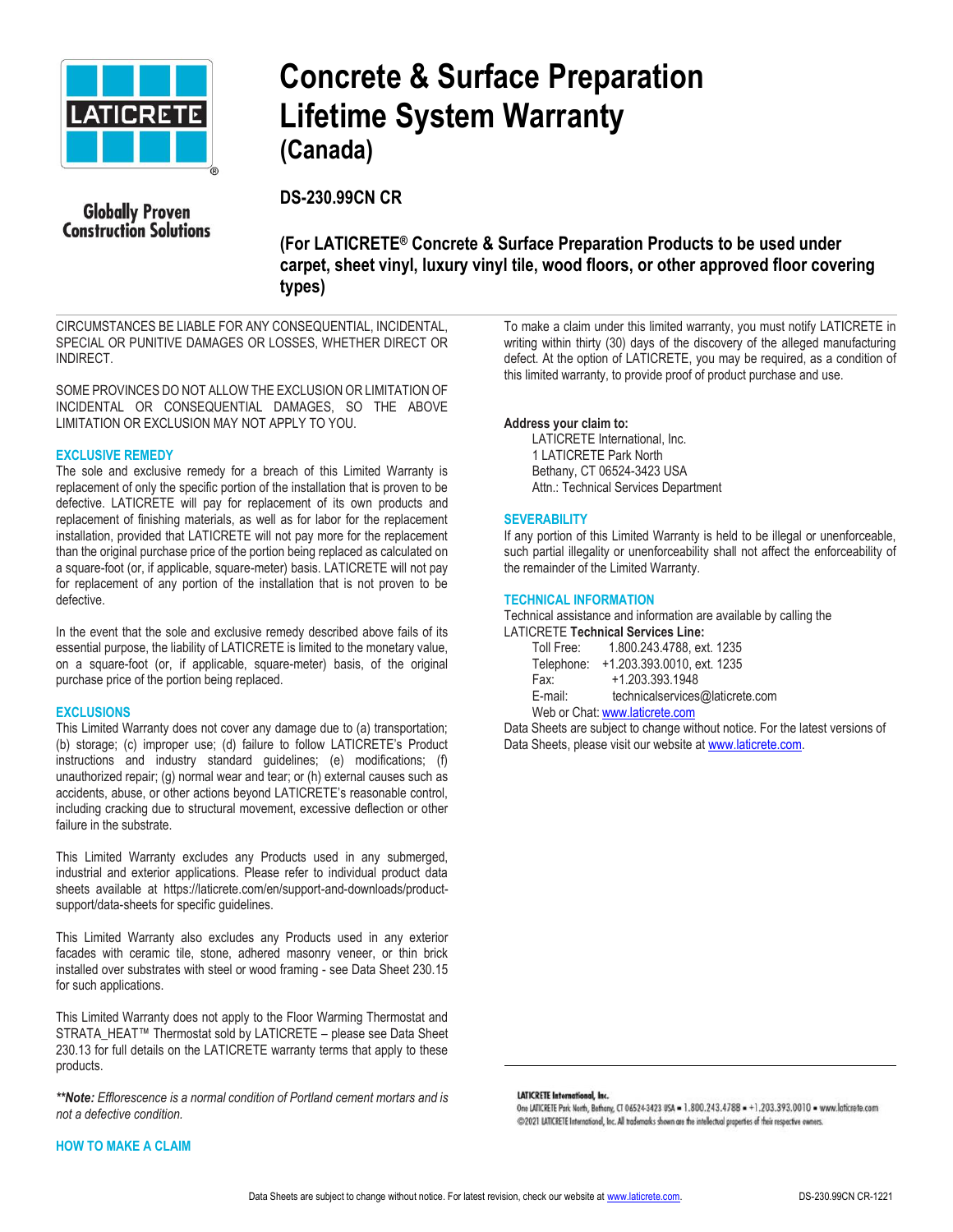# Concrete & Surface Preparation Lifetime System Warranty (Canada)

**DS-230.99CN CR**

**(For LATICRETE® Concrete & Surface Preparation Products to be used under carpet, sheet vinyl, luxury vinyl tile, wood floors, or other approved floor covering types)**

CIRCUMSTANCES BE LIABLE FOR ANY CONSEQUENTIAL, INCIDENTAL, SPECIAL OR PUNITIVE DAMAGES OR LOSSES, WHETHER DIRECT OR INDIRECT.

SOME PROVINCES DO NOT ALLOW THE EXCLUSION OR LIMITATION OF INCIDENTAL OR CONSEQUENTIAL DAMAGES, SO THE ABOVE LIMITATION OR EXCLUSION MAY NOT APPLY TO YOU.

## EXCLUSIVE REMEDY

The sole and exclusive remedy for a breach of this Limited Warranty is replacement of only the specific portion of the installation that is proven to be defective. LATICRETE will pay for replacement of its own products and replacement of finishing materials, as well as for labor for the replacement installation, provided that LATICRETE will not pay more for the replacement than the original purchase price of the portion being replaced as calculated on a square-foot (or, if applicable, square-meter) basis. LATICRETE will not pay for replacement of any portion of the installation that is not proven to be defective.

In the event that the sole and exclusive remedy described above fails of its essential purpose, the liability of LATICRETE is limited to the monetary value, on a square-foot (or, if applicable, square-meter) basis, of the original purchase price of the portion being replaced.

## EXCLUSIONS

This Limited Warranty does not cover any damage due to (a) transportation; (b) storage; (c) improper use; (d) failure to follow LATICRETE's Product instructions and industry standard guidelines; (e) modifications; (f) unauthorized repair; (g) normal wear and tear; or (h) external causes such as accidents, abuse, or other actions beyond LATICRETE's reasonable control, including cracking due to structural movement, excessive deflection or other failure in the substrate.

This Limited Warranty excludes any Products used in any submerged, industrial and exterior applications. Please refer to individual product data sheets available at https://laticrete.com/en/support-and-downloads/product-support/data-sheets for specific guidelines.

This Limited Warranty also excludes any Products used in any exterior facades with ceramic tile, stone, adhered masonry veneer, or thin brick installed over substrates with steel or wood framing - see Data Sheet 230.15 for such applications.

This Limited Warranty does not apply to the Floor Warming Thermostat and STRATA_HEAT™ Thermostat sold by LATICRETE – please see Data Sheet 230.13 for full details on the LATICRETE warranty terms that apply to these products.

***Note:** *Efflorescence is a normal condition of Portland cement mortars and is not a defective condition.*

## HOW TO MAKE A CLAIM

To make a claim under this limited warranty, you must notify LATICRETE in writing within thirty (30) days of the discovery of the alleged manufacturing defect. At the option of LATICRETE, you may be required, as a condition of this limited warranty, to provide proof of product purchase and use.

**Address your claim to:**

LATICRETE International, Inc.
1 LATICRETE Park North
Bethany, CT 06524-3423 USA
Attn.: Technical Services Department

## SEVERABILITY

If any portion of this Limited Warranty is held to be illegal or unenforceable, such partial illegality or unenforceability shall not affect the enforceability of the remainder of the Limited Warranty.

## TECHNICAL INFORMATION

Technical assistance and information are available by calling the LATICRETE **Technical Services Line:**

Toll Free: 1.800.243.4788, ext. 1235
Telephone: +1.203.393.0010, ext. 1235
Fax: +1.203.393.1948
E-mail: technicalservices@laticrete.com
Web or Chat: www.laticrete.com

Data Sheets are subject to change without notice. For the latest versions of Data Sheets, please visit our website at www.laticrete.com.

LATICRETE International, Inc.
One LATICRETE Park North, Bethany, CT 06524-3423 USA • 1.800.243.4788 • +1.203.393.0010 • www.laticrete.com
©2021 LATICRETE International, Inc. All trademarks shown are the intellectual properties of their respective owners.